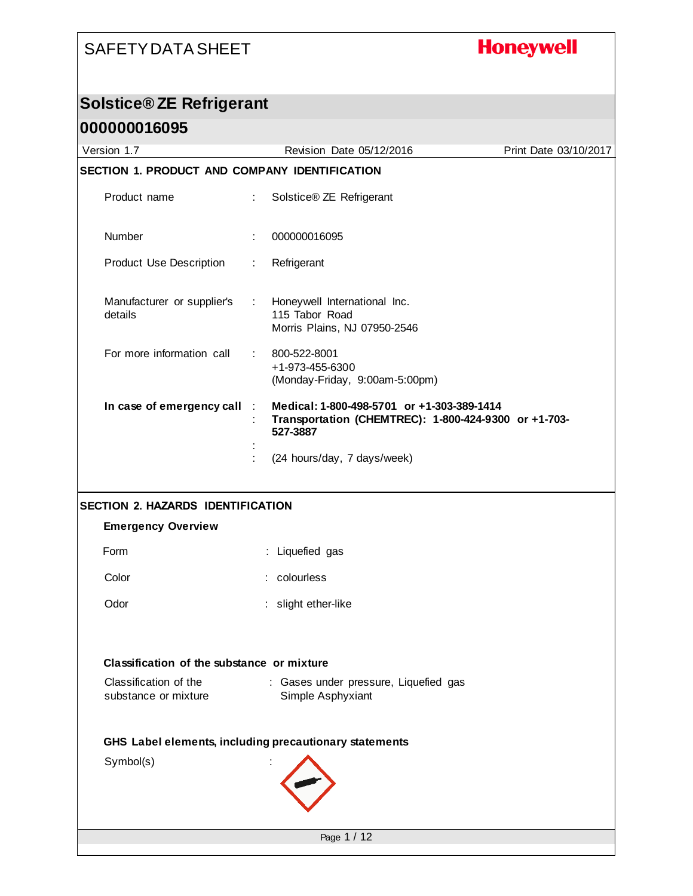SAFETY DATA SHEET

**Honeywell**

# Solstice® ZE Refrigerant

# 000000016095

Version 1.7 | Revision Date 05/12/2016 | Print Date 03/10/2017

## SECTION 1. PRODUCT AND COMPANY IDENTIFICATION

Product name : Solstice® ZE Refrigerant

Number : 000000016095

Product Use Description : Refrigerant

Manufacturer or supplier's details : Honeywell International Inc.
115 Tabor Road
Morris Plains, NJ 07950-2546

For more information call : 800-522-8001
+1-973-455-6300
(Monday-Friday, 9:00am-5:00pm)

**In case of emergency call** : **Medical: 1-800-498-5701 or +1-303-389-1414**
: **Transportation (CHEMTREC): 1-800-424-9300 or +1-703-527-3887**
:
: (24 hours/day, 7 days/week)

## SECTION 2. HAZARDS IDENTIFICATION

### Emergency Overview

Form : Liquefied gas

Color : colourless

Odor : slight ether-like

### Classification of the substance or mixture

Classification of the substance or mixture : Gases under pressure, Liquefied gas
Simple Asphyxiant

### GHS Label elements, including precautionary statements

Symbol(s) :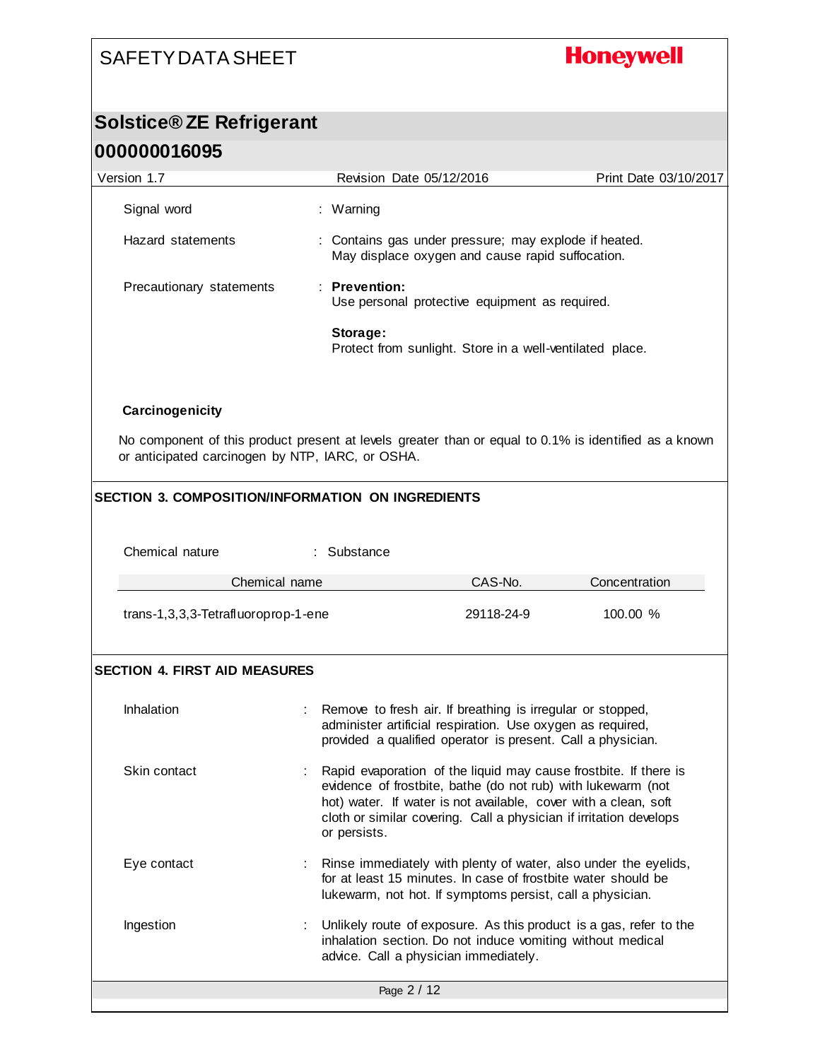| | |
|---|---|
| Signal word | : Warning |
| Hazard statements | : Contains gas under pressure; may explode if heated. May displace oxygen and cause rapid suffocation. |
| Precautionary statements | : **Prevention:** Use personal protective equipment as required. **Storage:** Protect from sunlight. Store in a well-ventilated place. |

**Carcinogenicity**

No component of this product present at levels greater than or equal to 0.1% is identified as a known or anticipated carcinogen by NTP, IARC, or OSHA.

## SECTION 3. COMPOSITION/INFORMATION ON INGREDIENTS

Chemical nature : Substance

| Chemical name | CAS-No. | Concentration |
|---|---|---|
| trans-1,3,3,3-Tetrafluoroprop-1-ene | 29118-24-9 | 100.00 % |

## SECTION 4. FIRST AID MEASURES

| | |
|---|---|
| Inhalation | : Remove to fresh air. If breathing is irregular or stopped, administer artificial respiration. Use oxygen as required, provided a qualified operator is present. Call a physician. |
| Skin contact | : Rapid evaporation of the liquid may cause frostbite. If there is evidence of frostbite, bathe (do not rub) with lukewarm (not hot) water. If water is not available, cover with a clean, soft cloth or similar covering. Call a physician if irritation develops or persists. |
| Eye contact | : Rinse immediately with plenty of water, also under the eyelids, for at least 15 minutes. In case of frostbite water should be lukewarm, not hot. If symptoms persist, call a physician. |
| Ingestion | : Unlikely route of exposure. As this product is a gas, refer to the inhalation section. Do not induce vomiting without medical advice. Call a physician immediately. |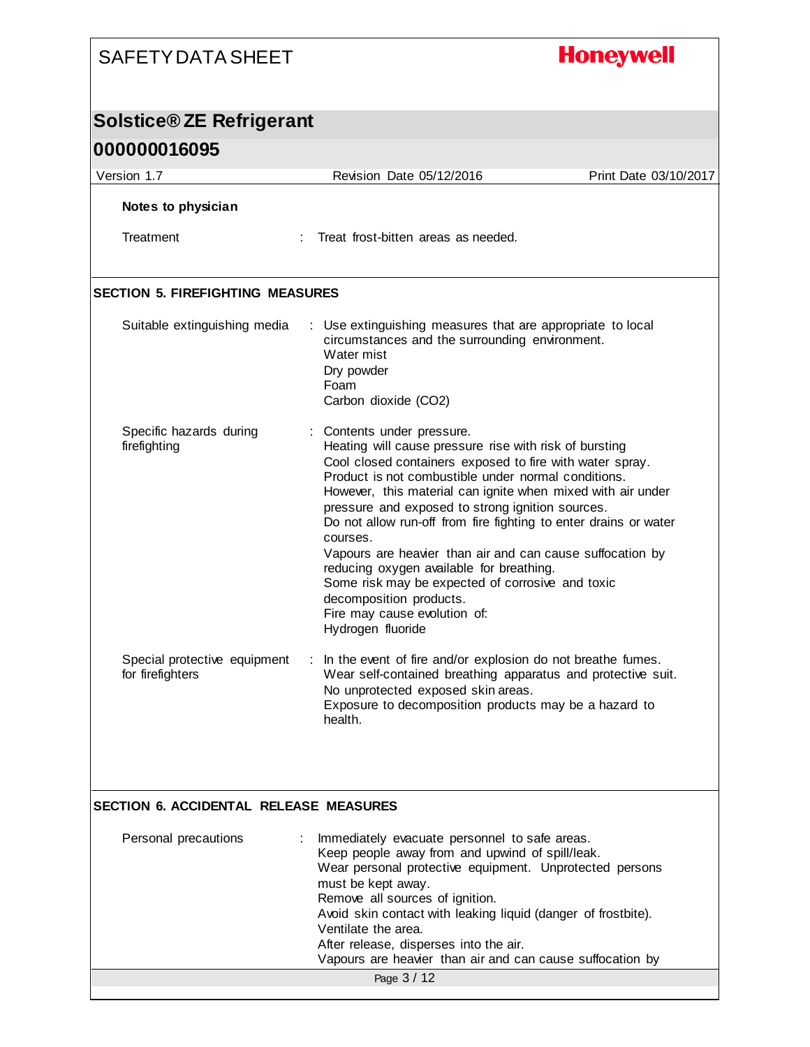**Notes to physician**

Treatment : Treat frost-bitten areas as needed.

## SECTION 5. FIREFIGHTING MEASURES

| | |
|---|---|
| Suitable extinguishing media | Use extinguishing measures that are appropriate to local circumstances and the surrounding environment.<br>Water mist<br>Dry powder<br>Foam<br>Carbon dioxide ($CO_2$) |
| Specific hazards during firefighting | Contents under pressure.<br>Heating will cause pressure rise with risk of bursting<br>Cool closed containers exposed to fire with water spray.<br>Product is not combustible under normal conditions.<br>However, this material can ignite when mixed with air under pressure and exposed to strong ignition sources.<br>Do not allow run-off from fire fighting to enter drains or water courses.<br>Vapours are heavier than air and can cause suffocation by reducing oxygen available for breathing.<br>Some risk may be expected of corrosive and toxic decomposition products.<br>Fire may cause evolution of:<br>Hydrogen fluoride |
| Special protective equipment for firefighters | In the event of fire and/or explosion do not breathe fumes.<br>Wear self-contained breathing apparatus and protective suit.<br>No unprotected exposed skin areas.<br>Exposure to decomposition products may be a hazard to health. |

## SECTION 6. ACCIDENTAL RELEASE MEASURES

| | |
|---|---|
| Personal precautions | Immediately evacuate personnel to safe areas.<br>Keep people away from and upwind of spill/leak.<br>Wear personal protective equipment. Unprotected persons must be kept away.<br>Remove all sources of ignition.<br>Avoid skin contact with leaking liquid (danger of frostbite).<br>Ventilate the area.<br>After release, disperses into the air.<br>Vapours are heavier than air and can cause suffocation by |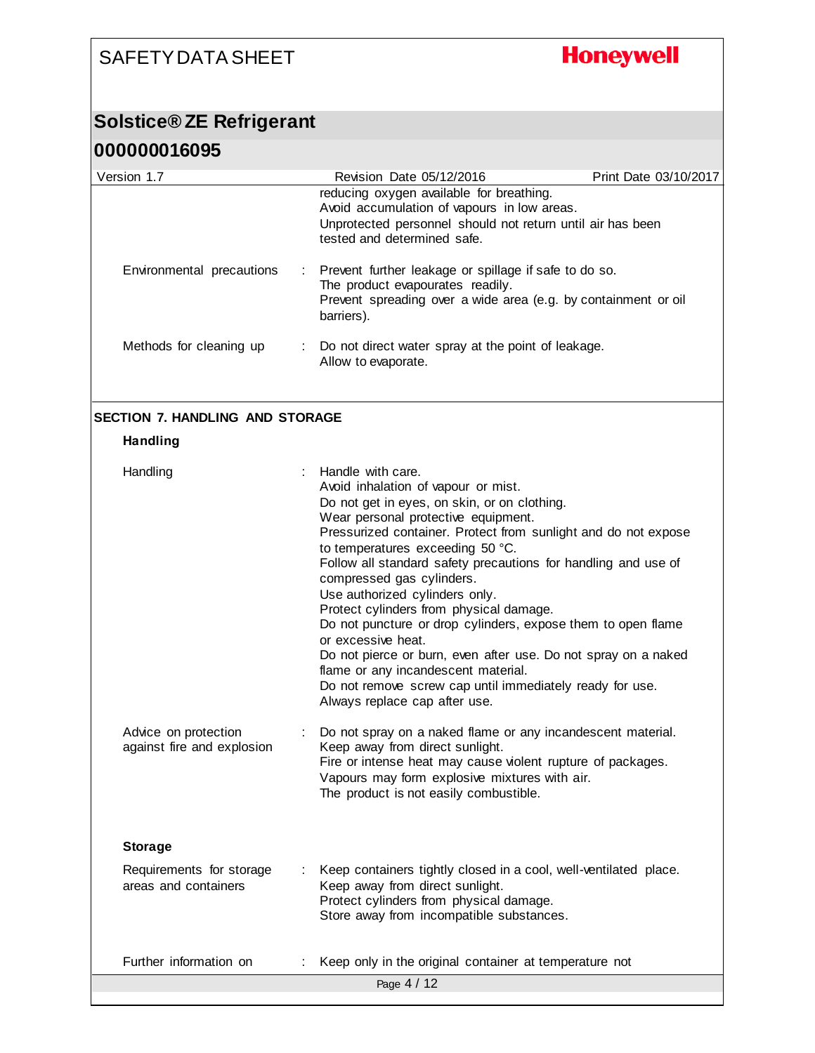reducing oxygen available for breathing.
Avoid accumulation of vapours in low areas.
Unprotected personnel should not return until air has been tested and determined safe.

| | |
|---|---|
| Environmental precautions | : Prevent further leakage or spillage if safe to do so.<br>The product evapourates readily.<br>Prevent spreading over a wide area (e.g. by containment or oil barriers). |
| Methods for cleaning up | : Do not direct water spray at the point of leakage.<br>Allow to evaporate. |

## SECTION 7. HANDLING AND STORAGE

### Handling

| | |
|---|---|
| Handling | : Handle with care.<br>Avoid inhalation of vapour or mist.<br>Do not get in eyes, on skin, or on clothing.<br>Wear personal protective equipment.<br>Pressurized container. Protect from sunlight and do not expose to temperatures exceeding 50 °C.<br>Follow all standard safety precautions for handling and use of compressed gas cylinders.<br>Use authorized cylinders only.<br>Protect cylinders from physical damage.<br>Do not puncture or drop cylinders, expose them to open flame or excessive heat.<br>Do not pierce or burn, even after use. Do not spray on a naked flame or any incandescent material.<br>Do not remove screw cap until immediately ready for use.<br>Always replace cap after use. |
| Advice on protection against fire and explosion | : Do not spray on a naked flame or any incandescent material.<br>Keep away from direct sunlight.<br>Fire or intense heat may cause violent rupture of packages.<br>Vapours may form explosive mixtures with air.<br>The product is not easily combustible. |

### Storage

| | |
|---|---|
| Requirements for storage areas and containers | : Keep containers tightly closed in a cool, well-ventilated place.<br>Keep away from direct sunlight.<br>Protect cylinders from physical damage.<br>Store away from incompatible substances. |
| Further information on | : Keep only in the original container at temperature not |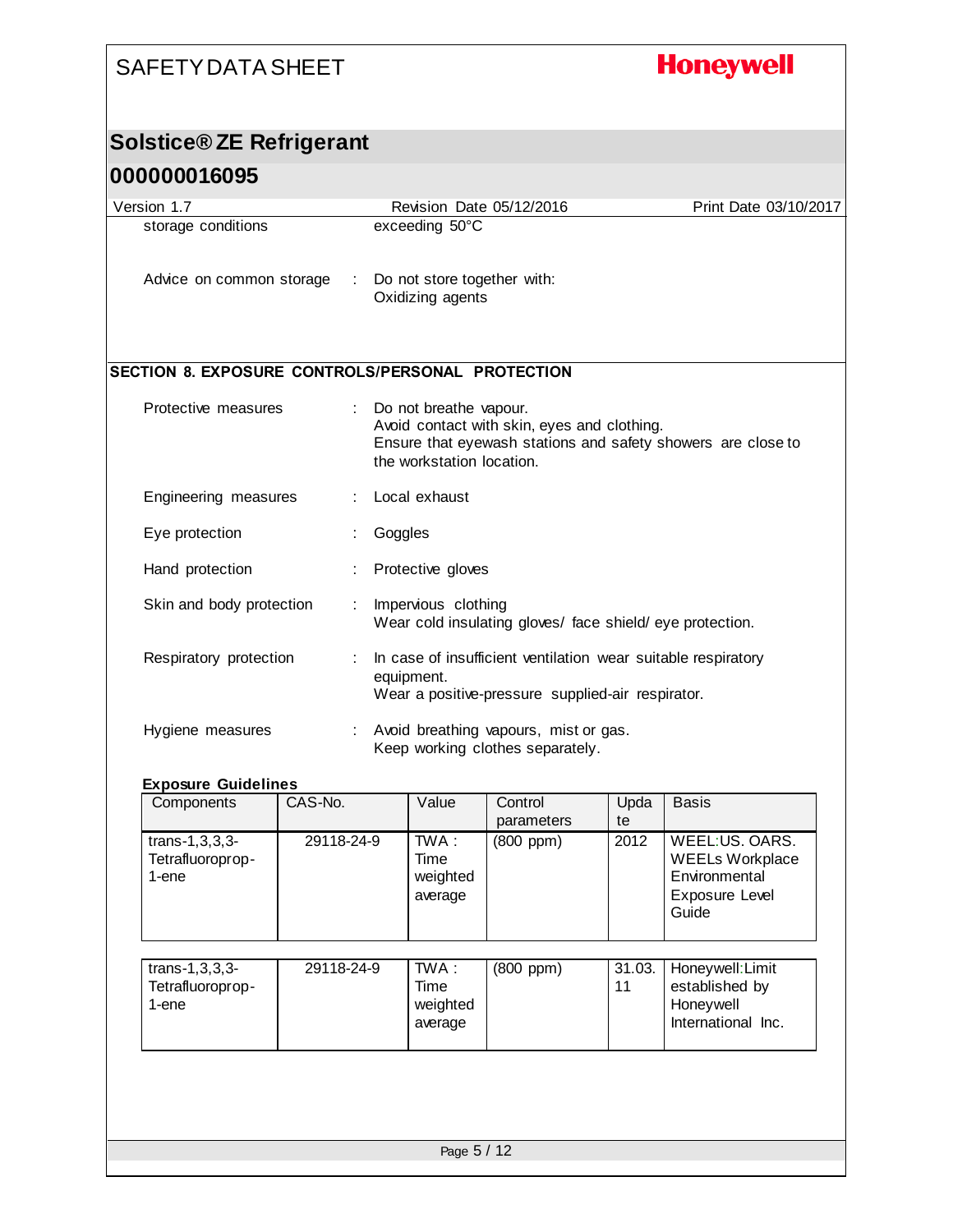| | | |
|---|---|---|
| storage conditions | | exceeding 50°C |
| Advice on common storage | : | Do not store together with: Oxidizing agents |

## SECTION 8. EXPOSURE CONTROLS/PERSONAL PROTECTION

| | | |
|---|---|---|
| Protective measures | : | Do not breathe vapour.<br>Avoid contact with skin, eyes and clothing.<br>Ensure that eyewash stations and safety showers are close to the workstation location. |
| Engineering measures | : | Local exhaust |
| Eye protection | : | Goggles |
| Hand protection | : | Protective gloves |
| Skin and body protection | : | Impervious clothing<br>Wear cold insulating gloves/ face shield/ eye protection. |
| Respiratory protection | : | In case of insufficient ventilation wear suitable respiratory equipment.<br>Wear a positive-pressure supplied-air respirator. |
| Hygiene measures | : | Avoid breathing vapours, mist or gas.<br>Keep working clothes separately. |

**Exposure Guidelines**

| Components | CAS-No. | Value | Control parameters | Update | Basis |
|---|---|---|---|---|---|
| trans-1,3,3,3-Tetrafluoroprop-1-ene | 29118-24-9 | TWA : Time weighted average | (800 ppm) | 2012 | WEEL:US. OARS. WEELs Workplace Environmental Exposure Level Guide |
| trans-1,3,3,3-Tetrafluoroprop-1-ene | 29118-24-9 | TWA : Time weighted average | (800 ppm) | 31.03.11 | Honeywell:Limit established by Honeywell International Inc. |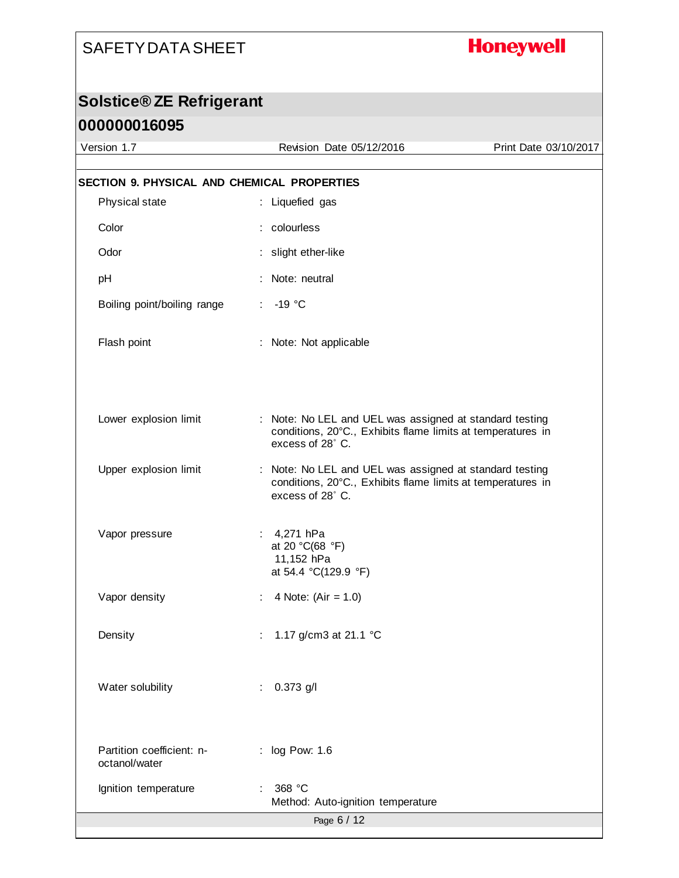## SECTION 9. PHYSICAL AND CHEMICAL PROPERTIES

| | |
|---|---|
| Physical state | : Liquefied gas |
| Color | : colourless |
| Odor | : slight ether-like |
| pH | : Note: neutral |
| Boiling point/boiling range | : -19 °C |
| Flash point | : Note: Not applicable |
| Lower explosion limit | : Note: No LEL and UEL was assigned at standard testing conditions, 20°C., Exhibits flame limits at temperatures in excess of 28˚ C. |
| Upper explosion limit | : Note: No LEL and UEL was assigned at standard testing conditions, 20°C., Exhibits flame limits at temperatures in excess of 28˚ C. |
| Vapor pressure | : 4,271 hPa at 20 °C(68 °F)<br>11,152 hPa at 54.4 °C(129.9 °F) |
| Vapor density | : 4 Note: (Air = 1.0) |
| Density | : 1.17 g/cm3 at 21.1 °C |
| Water solubility | : 0.373 g/l |
| Partition coefficient: n-octanol/water | : log Pow: 1.6 |
| Ignition temperature | : 368 °C<br>Method: Auto-ignition temperature |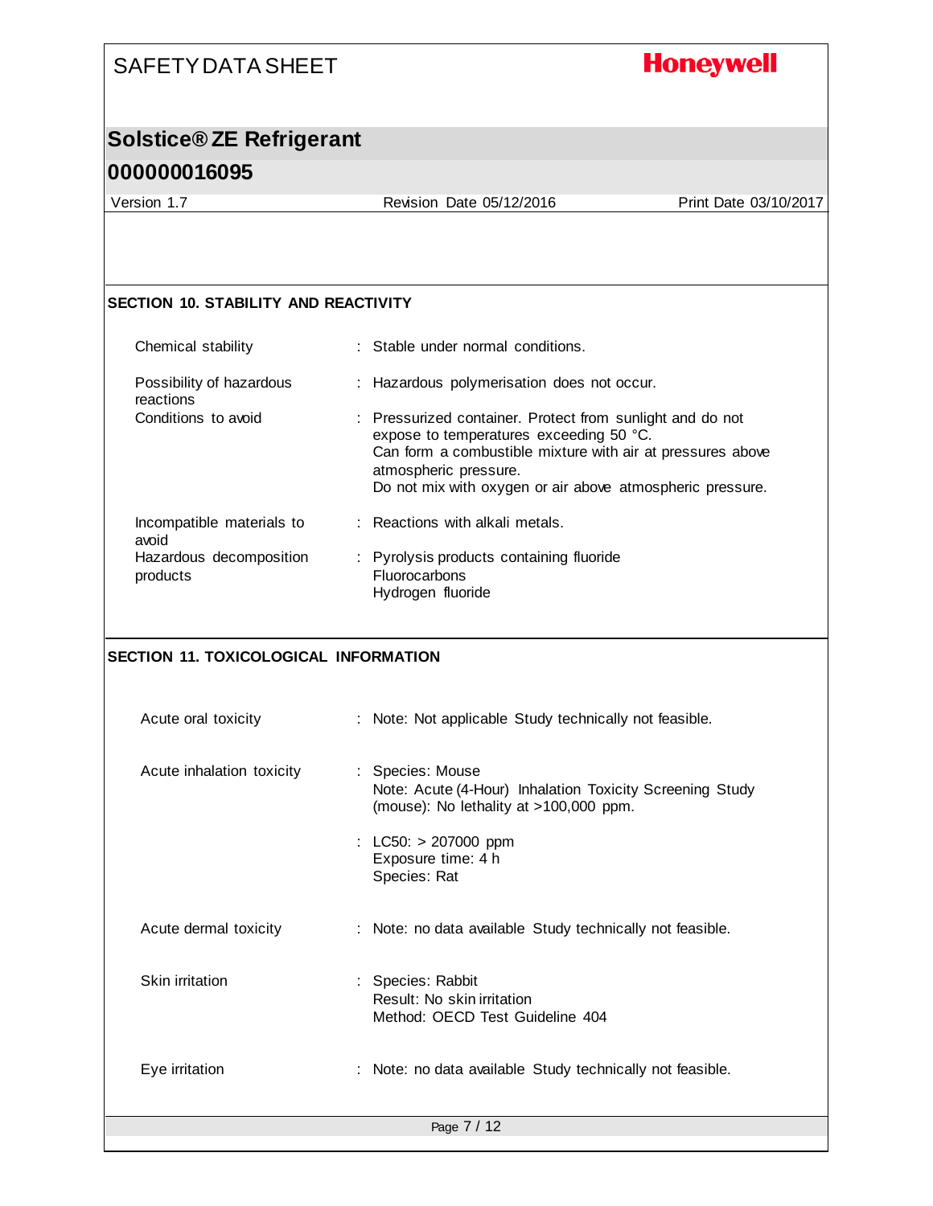## SECTION 10. STABILITY AND REACTIVITY

| | |
|---|---|
| Chemical stability | : Stable under normal conditions. |
| Possibility of hazardous reactions | : Hazardous polymerisation does not occur. |
| Conditions to avoid | : Pressurized container. Protect from sunlight and do not expose to temperatures exceeding 50 °C.<br>Can form a combustible mixture with air at pressures above atmospheric pressure.<br>Do not mix with oxygen or air above atmospheric pressure. |
| Incompatible materials to avoid | : Reactions with alkali metals. |
| Hazardous decomposition products | : Pyrolysis products containing fluoride<br>Fluorocarbons<br>Hydrogen fluoride |

## SECTION 11. TOXICOLOGICAL INFORMATION

| | |
|---|---|
| Acute oral toxicity | : Note: Not applicable Study technically not feasible. |
| Acute inhalation toxicity | : Species: Mouse<br>Note: Acute (4-Hour) Inhalation Toxicity Screening Study (mouse): No lethality at >100,000 ppm. |
| | : LC50: > 207000 ppm<br>Exposure time: 4 h<br>Species: Rat |
| Acute dermal toxicity | : Note: no data available Study technically not feasible. |
| Skin irritation | : Species: Rabbit<br>Result: No skin irritation<br>Method: OECD Test Guideline 404 |
| Eye irritation | : Note: no data available Study technically not feasible. |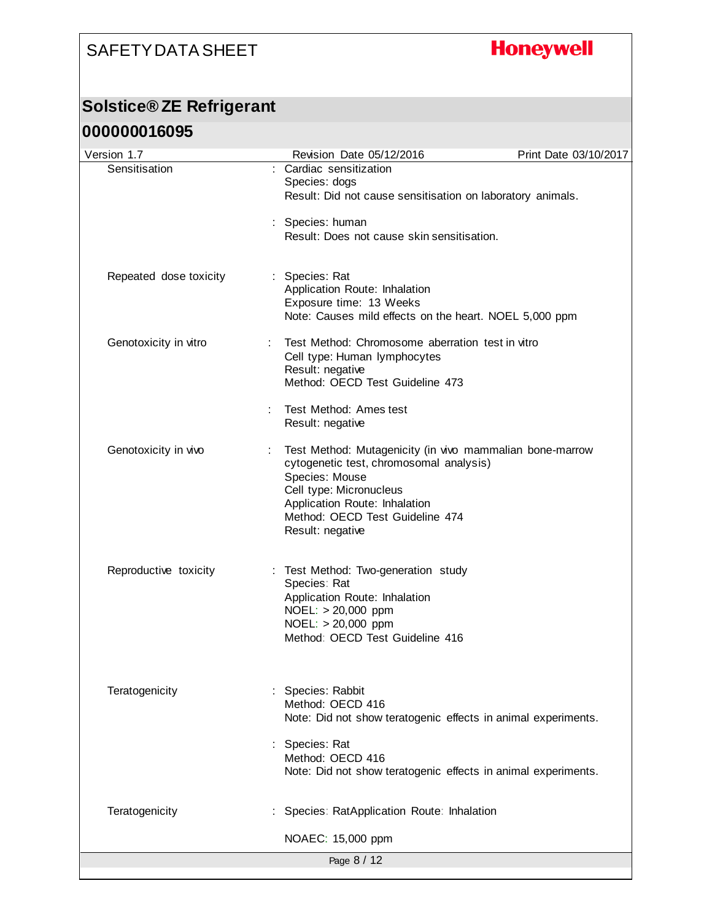| | | |
|---|---|---|
| Sensitisation | : | Cardiac sensitization<br>Species: dogs<br>Result: Did not cause sensitisation on laboratory animals. |
| | : | Species: human<br>Result: Does not cause skin sensitisation. |
| Repeated dose toxicity | : | Species: Rat<br>Application Route: Inhalation<br>Exposure time: 13 Weeks<br>Note: Causes mild effects on the heart. NOEL 5,000 ppm |
| Genotoxicity in vitro | : | Test Method: Chromosome aberration test in vitro<br>Cell type: Human lymphocytes<br>Result: negative<br>Method: OECD Test Guideline 473 |
| | : | Test Method: Ames test<br>Result: negative |
| Genotoxicity in vivo | : | Test Method: Mutagenicity (in vivo mammalian bone-marrow cytogenetic test, chromosomal analysis)<br>Species: Mouse<br>Cell type: Micronucleus<br>Application Route: Inhalation<br>Method: OECD Test Guideline 474<br>Result: negative |
| Reproductive toxicity | : | Test Method: Two-generation study<br>Species: Rat<br>Application Route: Inhalation<br>NOEL: > 20,000 ppm<br>NOEL: > 20,000 ppm<br>Method: OECD Test Guideline 416 |
| Teratogenicity | : | Species: Rabbit<br>Method: OECD 416<br>Note: Did not show teratogenic effects in animal experiments. |
| | : | Species: Rat<br>Method: OECD 416<br>Note: Did not show teratogenic effects in animal experiments. |
| Teratogenicity | : | Species: RatApplication Route: Inhalation<br><br>NOAEC: 15,000 ppm |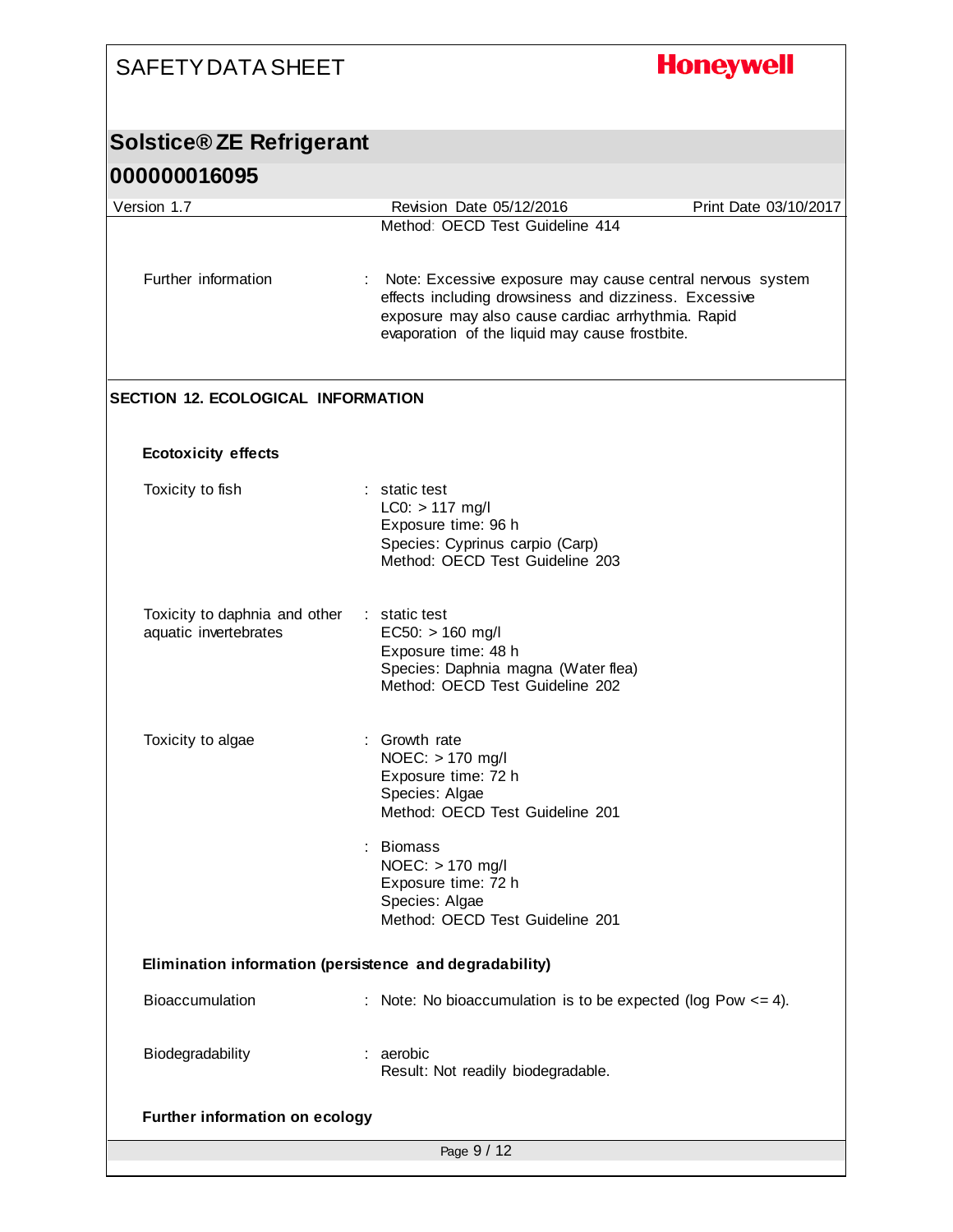Method: OECD Test Guideline 414

Further information : Note: Excessive exposure may cause central nervous system effects including drowsiness and dizziness. Excessive exposure may also cause cardiac arrhythmia. Rapid evaporation of the liquid may cause frostbite.

## SECTION 12. ECOLOGICAL INFORMATION

### Ecotoxicity effects

Toxicity to fish : static test
LC0: > 117 mg/l
Exposure time: 96 h
Species: Cyprinus carpio (Carp)
Method: OECD Test Guideline 203

Toxicity to daphnia and other aquatic invertebrates : static test
EC50: > 160 mg/l
Exposure time: 48 h
Species: Daphnia magna (Water flea)
Method: OECD Test Guideline 202

Toxicity to algae : Growth rate
NOEC: > 170 mg/l
Exposure time: 72 h
Species: Algae
Method: OECD Test Guideline 201

: Biomass
NOEC: > 170 mg/l
Exposure time: 72 h
Species: Algae
Method: OECD Test Guideline 201

### Elimination information (persistence and degradability)

Bioaccumulation : Note: No bioaccumulation is to be expected (log Pow <= 4).

Biodegradability : aerobic
Result: Not readily biodegradable.

### Further information on ecology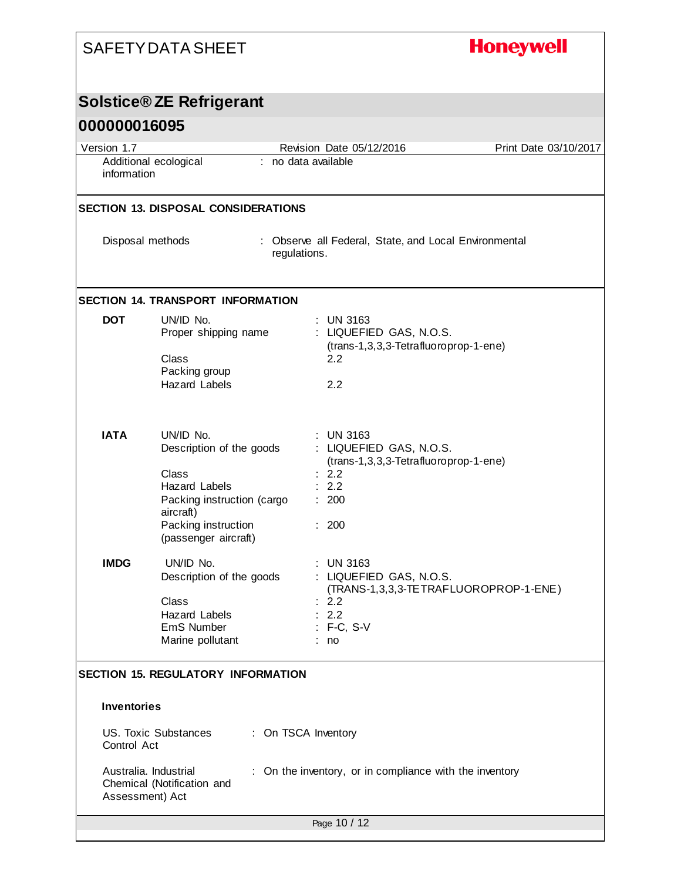Additional ecological information : no data available

## SECTION 13. DISPOSAL CONSIDERATIONS

Disposal methods : Observe all Federal, State, and Local Environmental regulations.

## SECTION 14. TRANSPORT INFORMATION

**DOT**

| | |
|---|---|
| UN/ID No. | : UN 3163 |
| Proper shipping name | : LIQUEFIED GAS, N.O.S. (trans-1,3,3,3-Tetrafluoroprop-1-ene) |
| Class | 2.2 |
| Packing group | |
| Hazard Labels | 2.2 |

**IATA**

| | |
|---|---|
| UN/ID No. | : UN 3163 |
| Description of the goods | : LIQUEFIED GAS, N.O.S. (trans-1,3,3,3-Tetrafluoroprop-1-ene) |
| Class | : 2.2 |
| Hazard Labels | : 2.2 |
| Packing instruction (cargo aircraft) | : 200 |
| Packing instruction (passenger aircraft) | : 200 |

**IMDG**

| | |
|---|---|
| UN/ID No. | : UN 3163 |
| Description of the goods | : LIQUEFIED GAS, N.O.S. (TRANS-1,3,3,3-TETRAFLUOROPROP-1-ENE) |
| Class | : 2.2 |
| Hazard Labels | : 2.2 |
| EmS Number | : F-C, S-V |
| Marine pollutant | : no |

## SECTION 15. REGULATORY INFORMATION

**Inventories**

US. Toxic Substances Control Act : On TSCA Inventory

Australia. Industrial Chemical (Notification and Assessment) Act : On the inventory, or in compliance with the inventory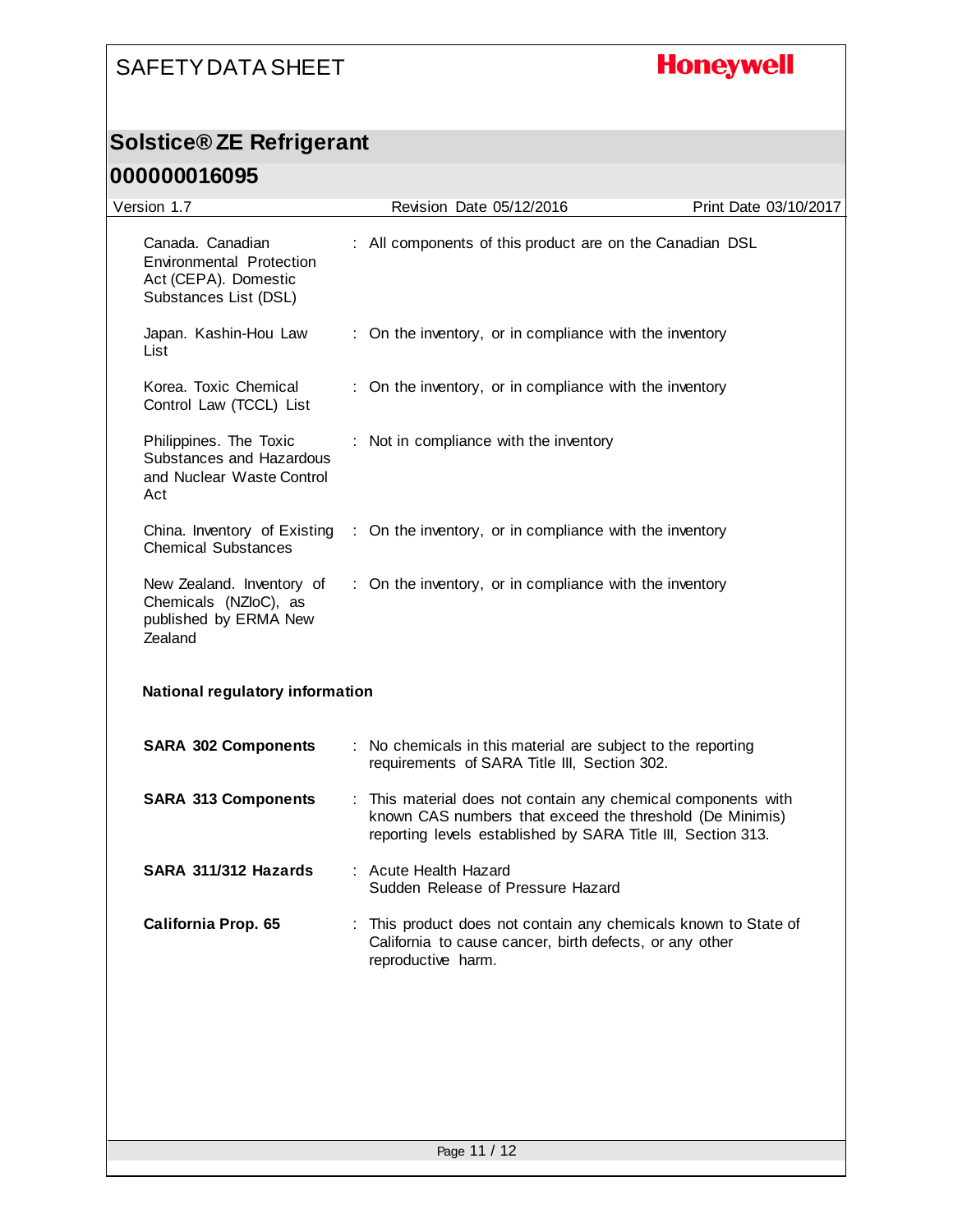Canada. Canadian Environmental Protection Act (CEPA). Domestic Substances List (DSL) : All components of this product are on the Canadian DSL

Japan. Kashin-Hou Law List : On the inventory, or in compliance with the inventory

Korea. Toxic Chemical Control Law (TCCL) List : On the inventory, or in compliance with the inventory

Philippines. The Toxic Substances and Hazardous and Nuclear Waste Control Act : Not in compliance with the inventory

China. Inventory of Existing Chemical Substances : On the inventory, or in compliance with the inventory

New Zealand. Inventory of Chemicals (NZIoC), as published by ERMA New Zealand : On the inventory, or in compliance with the inventory

**National regulatory information**

**SARA 302 Components** : No chemicals in this material are subject to the reporting requirements of SARA Title III, Section 302.

**SARA 313 Components** : This material does not contain any chemical components with known CAS numbers that exceed the threshold (De Minimis) reporting levels established by SARA Title III, Section 313.

**SARA 311/312 Hazards** : Acute Health Hazard
Sudden Release of Pressure Hazard

**California Prop. 65** : This product does not contain any chemicals known to State of California to cause cancer, birth defects, or any other reproductive harm.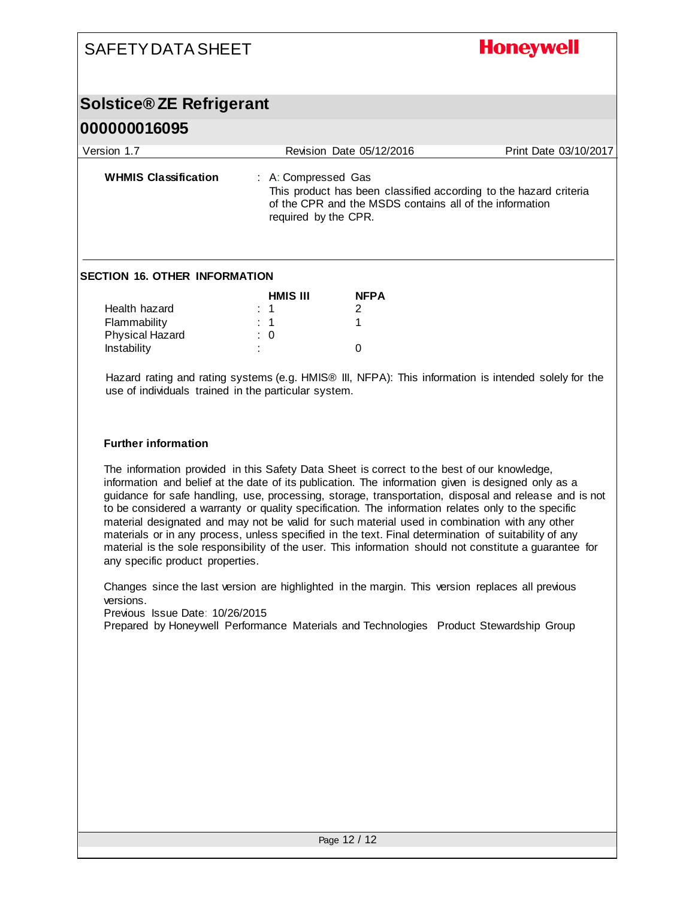**WHMIS Classification** : A: Compressed Gas
This product has been classified according to the hazard criteria of the CPR and the MSDS contains all of the information required by the CPR.

## SECTION 16. OTHER INFORMATION

| | HMIS III | NFPA |
|---|---|---|
| Health hazard | : 1 | 2 |
| Flammability | : 1 | 1 |
| Physical Hazard | : 0 | |
| Instability | : | 0 |

Hazard rating and rating systems (e.g. HMIS® III, NFPA): This information is intended solely for the use of individuals trained in the particular system.

**Further information**

The information provided in this Safety Data Sheet is correct to the best of our knowledge, information and belief at the date of its publication. The information given is designed only as a guidance for safe handling, use, processing, storage, transportation, disposal and release and is not to be considered a warranty or quality specification. The information relates only to the specific material designated and may not be valid for such material used in combination with any other materials or in any process, unless specified in the text. Final determination of suitability of any material is the sole responsibility of the user. This information should not constitute a guarantee for any specific product properties.

Changes since the last version are highlighted in the margin. This version replaces all previous versions.
Previous Issue Date: 10/26/2015
Prepared by Honeywell Performance Materials and Technologies Product Stewardship Group